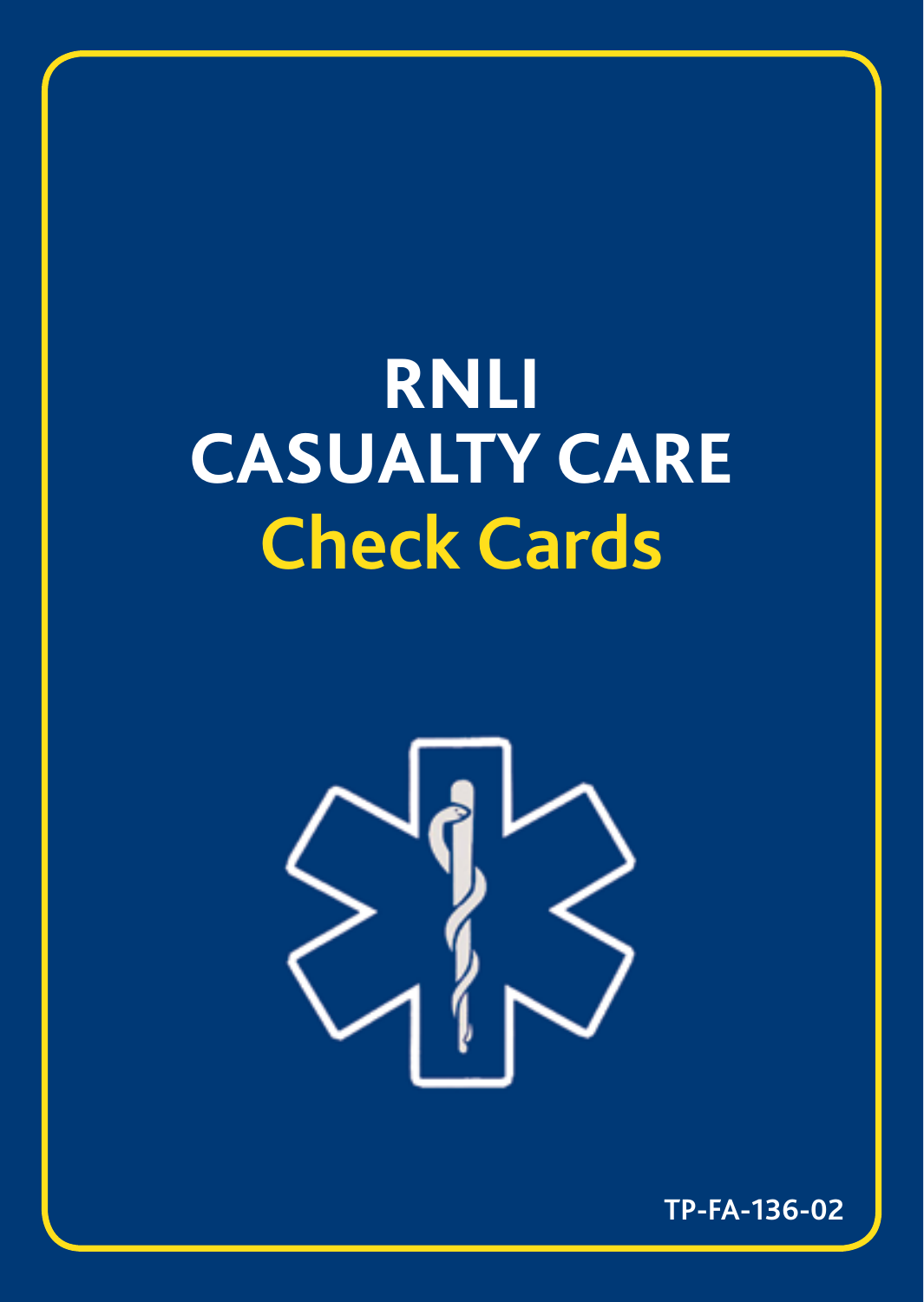# RNLI CASUALTY CARE

## Check Cards

TP-FA-136-02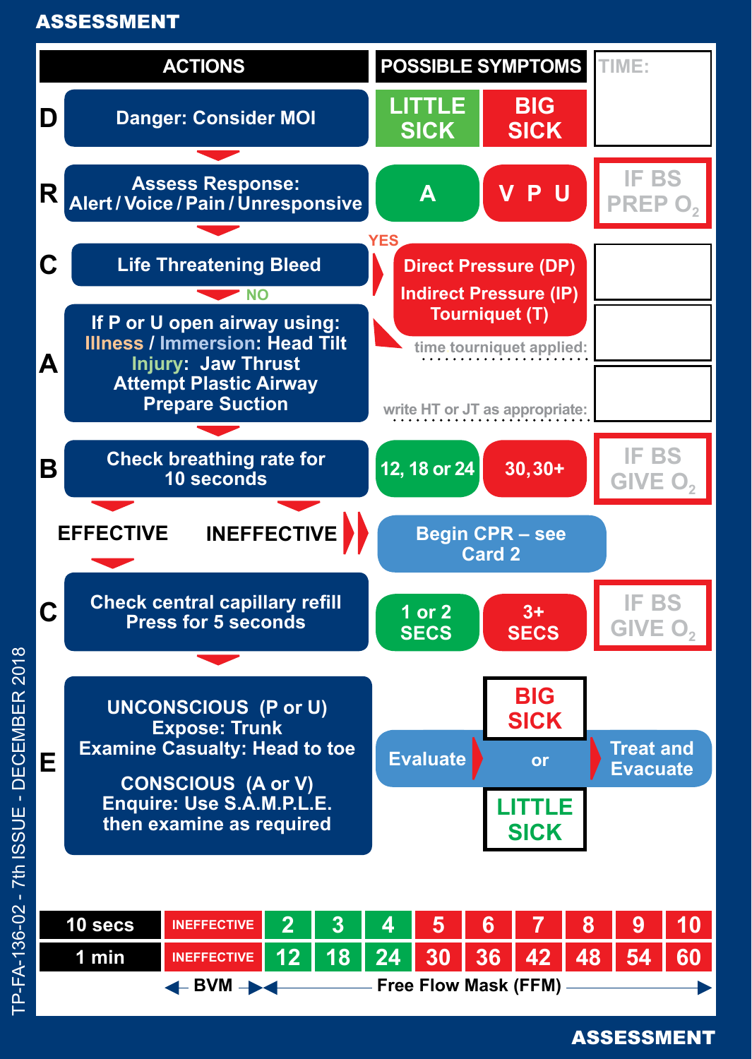# ASSESSMENT

| | ACTIONS | POSSIBLE SYMPTOMS | | TIME: |
|---|---|---|---|---|
| | | **LITTLE SICK** | **BIG SICK** | |
| **D** | Danger: Consider MOI | | | |
| **R** | Assess Response: Alert / Voice / Pain / Unresponsive | A | V P U | IF BS PREP $O_2$ |
| **C** | Life Threatening Bleed | YES → Direct Pressure (DP) Indirect Pressure (IP) Tourniquet (T) | | |
| | NO ↓ | time tourniquet applied: ........................ | | |
| **A** | If P or U open airway using: Illness / Immersion: Head Tilt Injury: Jaw Thrust Attempt Plastic Airway Prepare Suction | write HT or JT as appropriate: ........................ | | |
| **B** | Check breathing rate for 10 seconds | 12, 18 or 24 | 30, 30+ | IF BS GIVE $O_2$ |
| | EFFECTIVE ↓ / INEFFECTIVE → | Begin CPR – see Card 2 | | |
| **C** | Check central capillary refill Press for 5 seconds | 1 or 2 SECS | 3+ SECS | IF BS GIVE $O_2$ |
| **E** | UNCONSCIOUS (P or U) Expose: Trunk Examine Casualty: Head to toe<br><br>CONSCIOUS (A or V) Enquire: Use S.A.M.P.L.E. then examine as required | Evaluate → BIG SICK or LITTLE SICK → Treat and Evacuate | | |

| 10 secs | INEFFECTIVE | 2 | 3 | 4 | 5 | 6 | 7 | 8 | 9 | 10 |
|---|---|---|---|---|---|---|---|---|---|---|
| 1 min | INEFFECTIVE | 12 | 18 | 24 | 30 | 36 | 42 | 48 | 54 | 60 |
| | ◄ BVM ► | ◄ Free Flow Mask (FFM) | | | | | | | | ► |

TP-FA-136-02 - 7th ISSUE - DECEMBER 2018

ASSESSMENT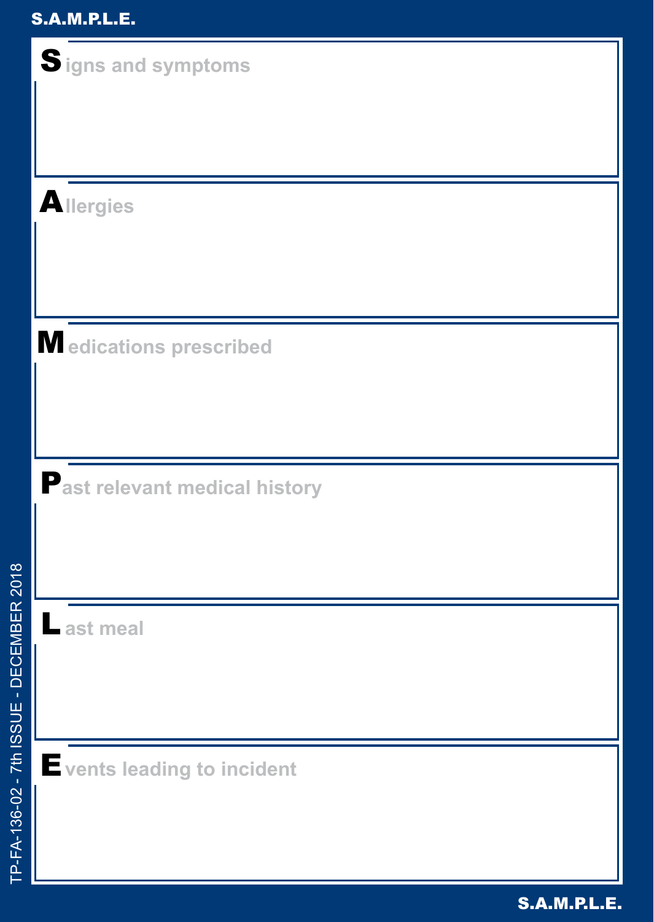# S.A.M.P.L.E.

**S**igns and symptoms

**A**llergies

**M**edications prescribed

**P**ast relevant medical history

**L**ast meal

**E**vents leading to incident

TP-FA-136-02 - 7th ISSUE - DECEMBER 2018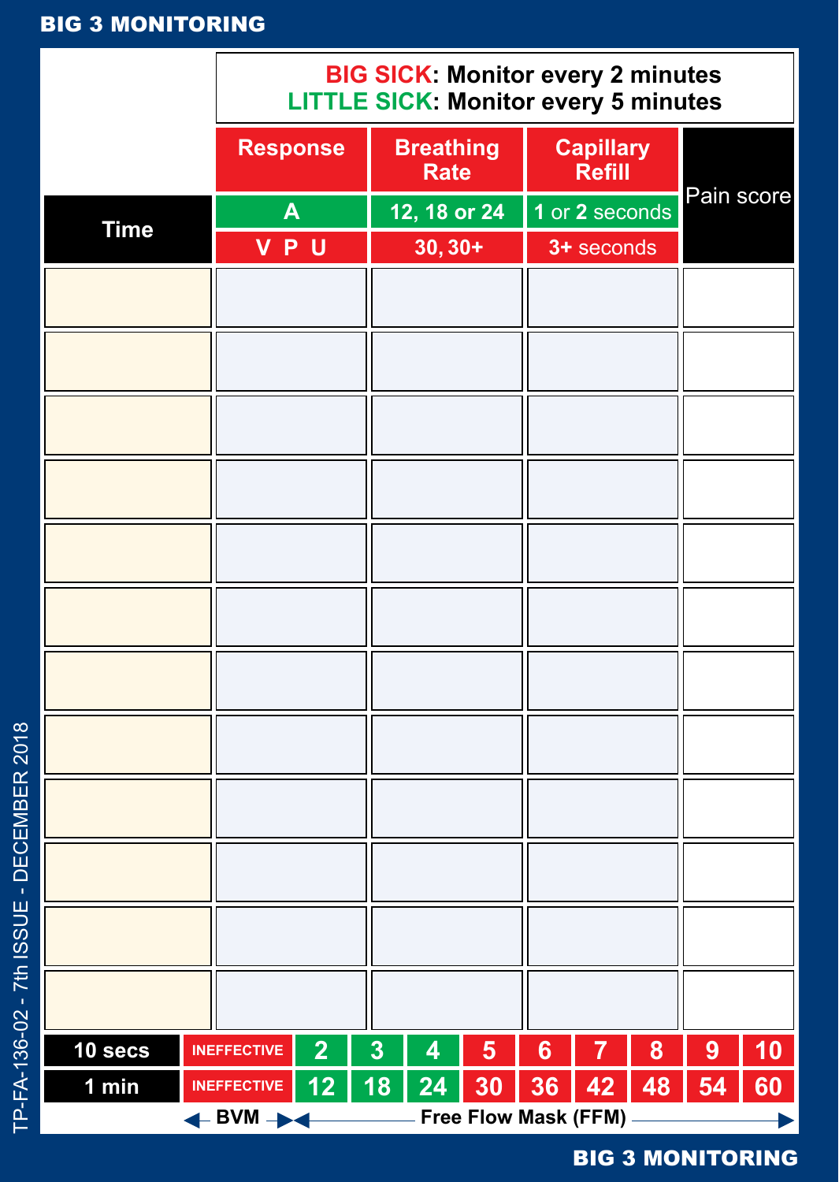# BIG 3 MONITORING

**BIG SICK: Monitor every 2 minutes**
**LITTLE SICK: Monitor every 5 minutes**

| Time | Response | Breathing Rate | Capillary Refill | Pain score |
|---|---|---|---|---|
| | A | 12, 18 or 24 | 1 or 2 seconds | |
| | V P U | 30, 30+ | 3+ seconds | |
| | | | | |
| | | | | |
| | | | | |
| | | | | |
| | | | | |
| | | | | |
| | | | | |
| | | | | |
| | | | | |
| | | | | |
| | | | | |
| | | | | |

| 10 secs | INEFFECTIVE | 2 | 3 | 4 | 5 | 6 | 7 | 8 | 9 | 10 |
|---|---|---|---|---|---|---|---|---|---|---|
| 1 min | INEFFECTIVE | 12 | 18 | 24 | 30 | 36 | 42 | 48 | 54 | 60 |
| | BVM | Free Flow Mask (FFM) | | | | | | | | |

TP-FA-136-02 - 7th ISSUE - DECEMBER 2018

BIG 3 MONITORING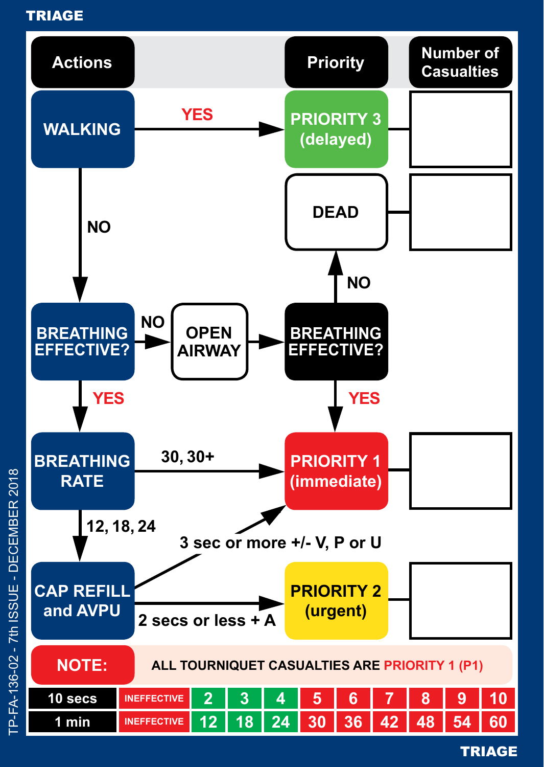# TRIAGE

| Actions | | Priority | Number of Casualties |
|---|---|---|---|
| WALKING | YES → | PRIORITY 3 (delayed) | |
| | | DEAD | |
| BREATHING EFFECTIVE? | NO → OPEN AIRWAY → | BREATHING EFFECTIVE? (NO → DEAD; YES → PRIORITY 1) | |
| BREATHING RATE | 30, 30+ → | PRIORITY 1 (immediate) | |
| CAP REFILL and AVPU | 3 sec or more +/- V, P or U → PRIORITY 1; 2 secs or less + A → | PRIORITY 2 (urgent) | |

- WALKING: YES → PRIORITY 3 (delayed); NO → BREATHING EFFECTIVE?
- BREATHING EFFECTIVE?: NO → OPEN AIRWAY → BREATHING EFFECTIVE?; YES → BREATHING RATE
  - After opening airway: BREATHING EFFECTIVE? NO → DEAD; YES → PRIORITY 1 (immediate)
- BREATHING RATE: 30, 30+ → PRIORITY 1 (immediate); 12, 18, 24 → CAP REFILL and AVPU
- CAP REFILL and AVPU: 3 sec or more +/- V, P or U → PRIORITY 1 (immediate); 2 secs or less + A → PRIORITY 2 (urgent)

**NOTE:** ALL TOURNIQUET CASUALTIES ARE PRIORITY 1 (P1)

| 10 secs | INEFFECTIVE | 2 | 3 | 4 | 5 | 6 | 7 | 8 | 9 | 10 |
|---|---|---|---|---|---|---|---|---|---|---|
| 1 min | INEFFECTIVE | 12 | 18 | 24 | 30 | 36 | 42 | 48 | 54 | 60 |

TP-FA-136-02 - 7th ISSUE - DECEMBER 2018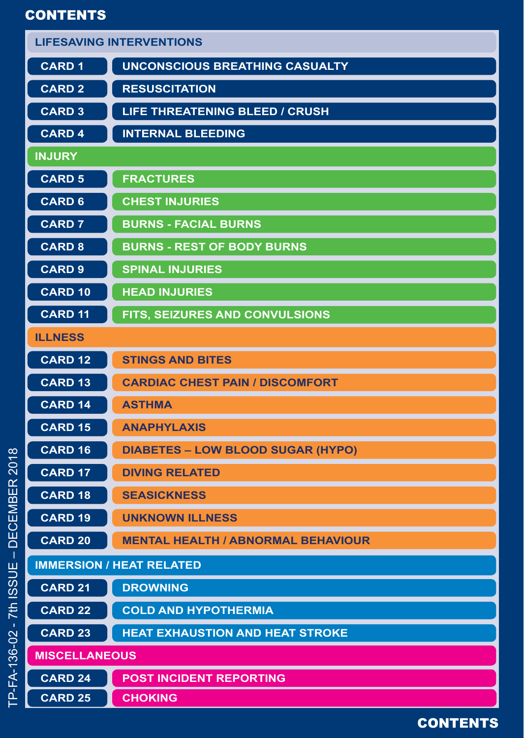# CONTENTS

## LIFESAVING INTERVENTIONS

| Card | Topic |
|---|---|
| CARD 1 | UNCONSCIOUS BREATHING CASUALTY |
| CARD 2 | RESUSCITATION |
| CARD 3 | LIFE THREATENING BLEED / CRUSH |
| CARD 4 | INTERNAL BLEEDING |

## INJURY

| Card | Topic |
|---|---|
| CARD 5 | FRACTURES |
| CARD 6 | CHEST INJURIES |
| CARD 7 | BURNS - FACIAL BURNS |
| CARD 8 | BURNS - REST OF BODY BURNS |
| CARD 9 | SPINAL INJURIES |
| CARD 10 | HEAD INJURIES |
| CARD 11 | FITS, SEIZURES AND CONVULSIONS |

## ILLNESS

| Card | Topic |
|---|---|
| CARD 12 | STINGS AND BITES |
| CARD 13 | CARDIAC CHEST PAIN / DISCOMFORT |
| CARD 14 | ASTHMA |
| CARD 15 | ANAPHYLAXIS |
| CARD 16 | DIABETES – LOW BLOOD SUGAR (HYPO) |
| CARD 17 | DIVING RELATED |
| CARD 18 | SEASICKNESS |
| CARD 19 | UNKNOWN ILLNESS |
| CARD 20 | MENTAL HEALTH / ABNORMAL BEHAVIOUR |

## IMMERSION / HEAT RELATED

| Card | Topic |
|---|---|
| CARD 21 | DROWNING |
| CARD 22 | COLD AND HYPOTHERMIA |
| CARD 23 | HEAT EXHAUSTION AND HEAT STROKE |

## MISCELLANEOUS

| Card | Topic |
|---|---|
| CARD 24 | POST INCIDENT REPORTING |
| CARD 25 | CHOKING |

TP-FA-136-02 - 7th ISSUE – DECEMBER 2018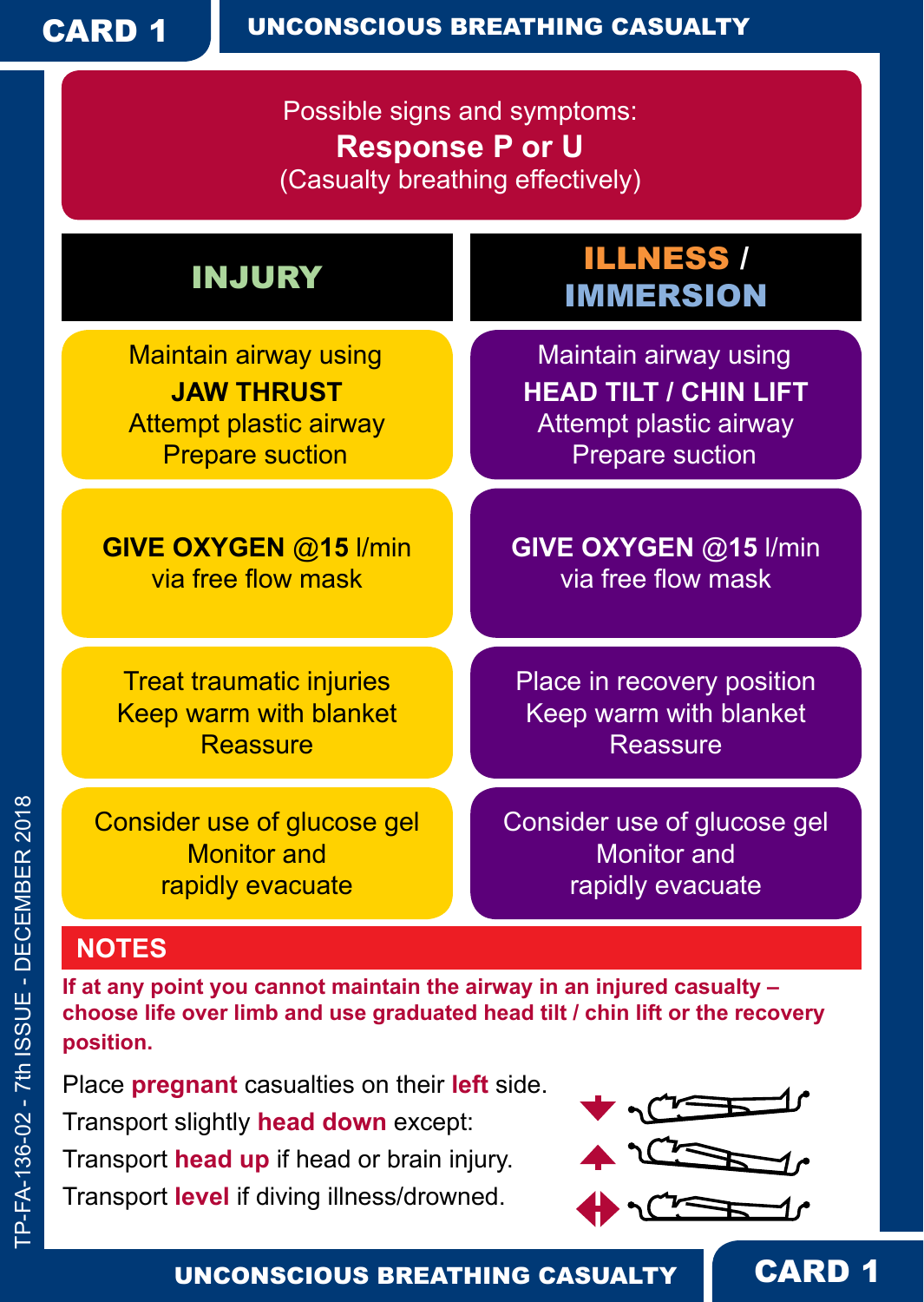# CARD 1 — UNCONSCIOUS BREATHING CASUALTY

Possible signs and symptoms:
**Response P or U**
(Casualty breathing effectively)

| INJURY | ILLNESS / IMMERSION |
| --- | --- |
| Maintain airway using **JAW THRUST** Attempt plastic airway Prepare suction | Maintain airway using **HEAD TILT / CHIN LIFT** Attempt plastic airway Prepare suction |
| **GIVE OXYGEN @15** l/min via free flow mask | **GIVE OXYGEN @15** l/min via free flow mask |
| Treat traumatic injuries Keep warm with blanket Reassure | Place in recovery position Keep warm with blanket Reassure |
| Consider use of glucose gel Monitor and rapidly evacuate | Consider use of glucose gel Monitor and rapidly evacuate |

## NOTES

**If at any point you cannot maintain the airway in an injured casualty – choose life over limb and use graduated head tilt / chin lift or the recovery position.**

Place **pregnant** casualties on their **left** side.
Transport slightly **head down** except:
Transport **head up** if head or brain injury.
Transport **level** if diving illness/drowned.

TP-FA-136-02 - 7th ISSUE - DECEMBER 2018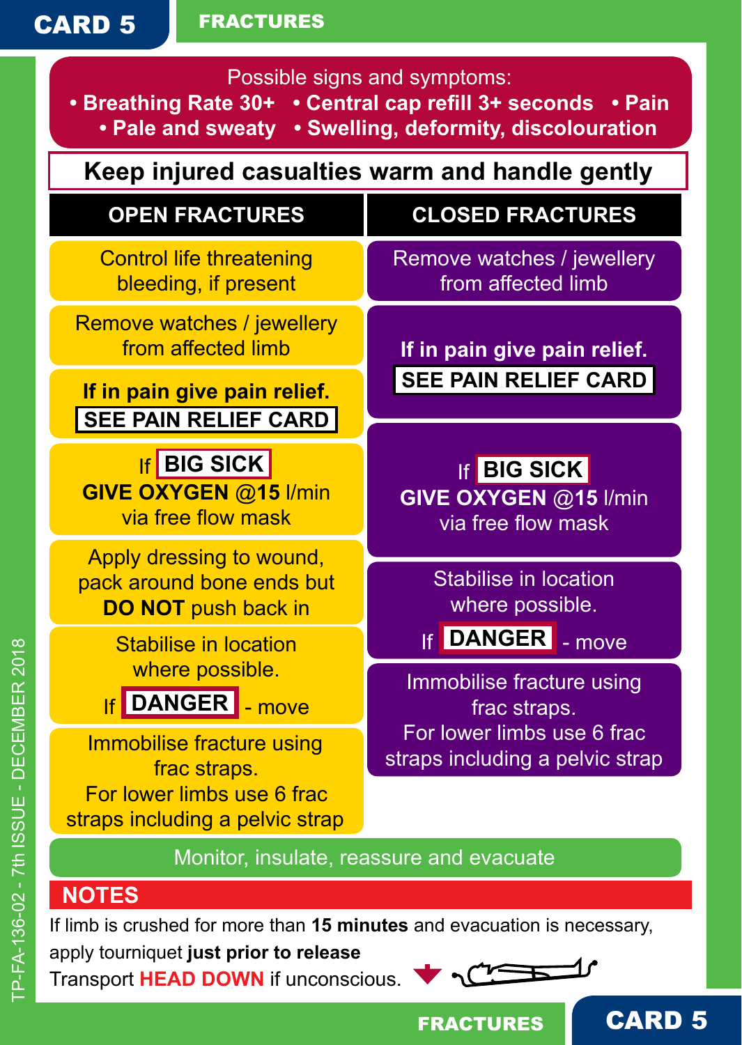# CARD 5 — FRACTURES

Possible signs and symptoms:

- **Breathing Rate 30+**
- **Central cap refill 3+ seconds**
- **Pain**
- **Pale and sweaty**
- **Swelling, deformity, discolouration**

**Keep injured casualties warm and handle gently**

| OPEN FRACTURES | CLOSED FRACTURES |
| --- | --- |
| Control life threatening bleeding, if present | Remove watches / jewellery from affected limb |
| Remove watches / jewellery from affected limb | **If in pain give pain relief. SEE PAIN RELIEF CARD** |
| **If in pain give pain relief. SEE PAIN RELIEF CARD** | If **BIG SICK** **GIVE OXYGEN @15** l/min via free flow mask |
| If **BIG SICK** **GIVE OXYGEN @15** l/min via free flow mask | Stabilise in location where possible. If **DANGER** - move |
| Apply dressing to wound, pack around bone ends but **DO NOT** push back in | Immobilise fracture using frac straps. For lower limbs use 6 frac straps including a pelvic strap |
| Stabilise in location where possible. If **DANGER** - move | |
| Immobilise fracture using frac straps. For lower limbs use 6 frac straps including a pelvic strap | |

Monitor, insulate, reassure and evacuate

## NOTES

If limb is crushed for more than **15 minutes** and evacuation is necessary, apply tourniquet **just prior to release**

Transport **HEAD DOWN** if unconscious.

TP-FA-136-02 - 7th ISSUE - DECEMBER 2018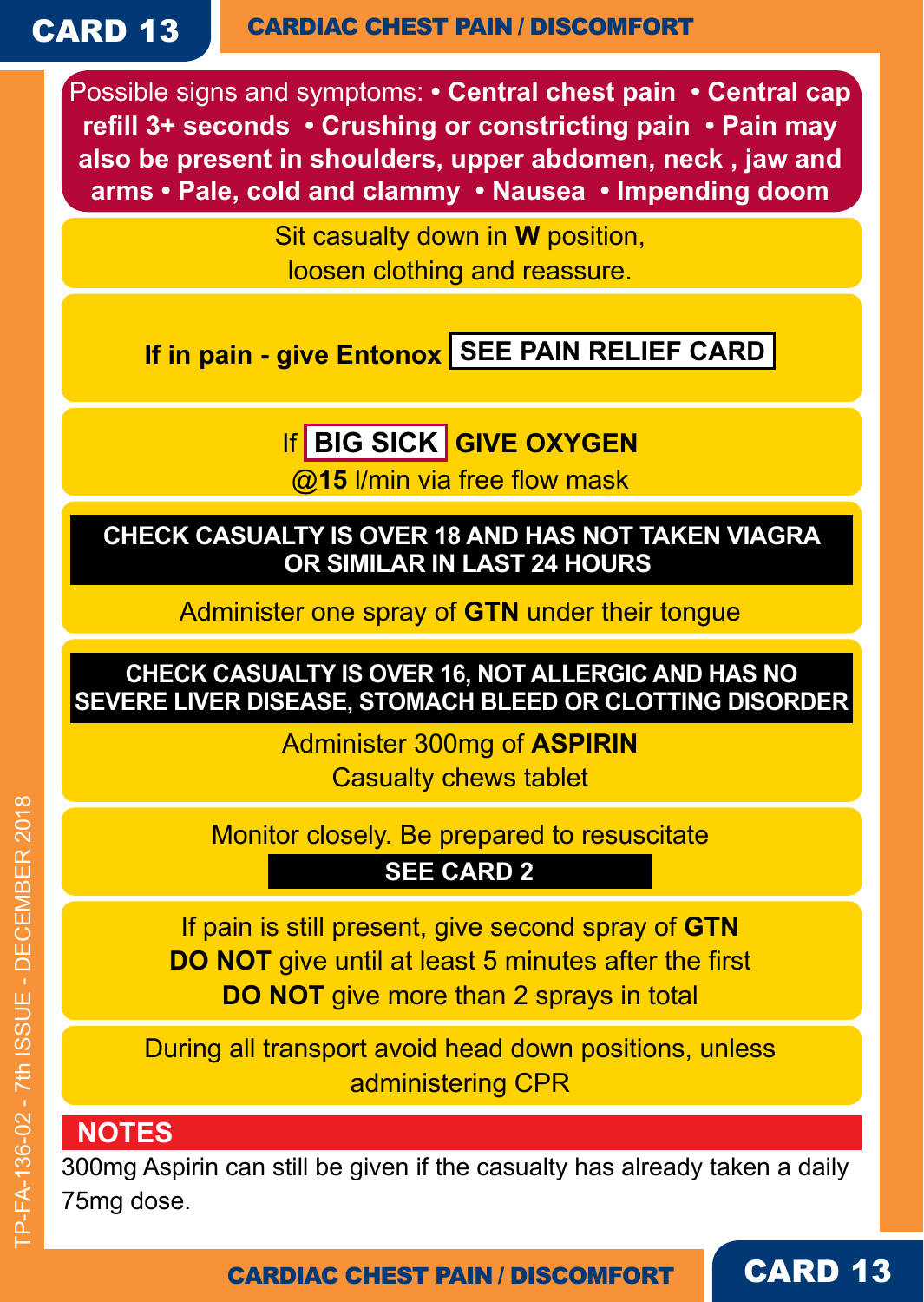# CARD 13 — CARDIAC CHEST PAIN / DISCOMFORT

Possible signs and symptoms: **• Central chest pain • Central cap refill 3+ seconds • Crushing or constricting pain • Pain may also be present in shoulders, upper abdomen, neck , jaw and arms • Pale, cold and clammy • Nausea • Impending doom**

Sit casualty down in **W** position, loosen clothing and reassure.

**If in pain - give Entonox** **SEE PAIN RELIEF CARD**

If **BIG SICK** **GIVE OXYGEN** @**15** l/min via free flow mask

**CHECK CASUALTY IS OVER 18 AND HAS NOT TAKEN VIAGRA OR SIMILAR IN LAST 24 HOURS**

Administer one spray of **GTN** under their tongue

**CHECK CASUALTY IS OVER 16, NOT ALLERGIC AND HAS NO SEVERE LIVER DISEASE, STOMACH BLEED OR CLOTTING DISORDER**

Administer 300mg of **ASPIRIN**
Casualty chews tablet

Monitor closely. Be prepared to resuscitate
**SEE CARD 2**

If pain is still present, give second spray of **GTN**
**DO NOT** give until at least 5 minutes after the first
**DO NOT** give more than 2 sprays in total

During all transport avoid head down positions, unless administering CPR

## NOTES

300mg Aspirin can still be given if the casualty has already taken a daily 75mg dose.

TP-FA-136-02 - 7th ISSUE - DECEMBER 2018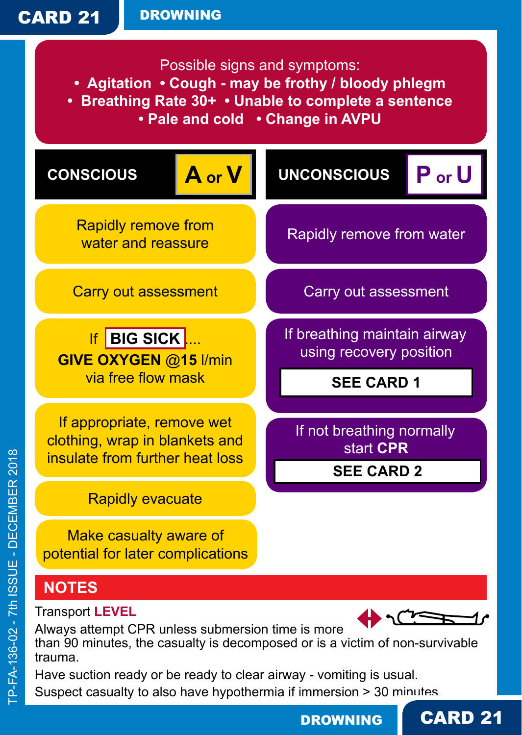# CARD 21 — DROWNING

Possible signs and symptoms:

- **Agitation**
- **Cough - may be frothy / bloody phlegm**
- **Breathing Rate 30+**
- **Unable to complete a sentence**
- **Pale and cold**
- **Change in AVPU**

## CONSCIOUS — A or V

- Rapidly remove from water and reassure
- Carry out assessment
- If **BIG SICK**.... **GIVE OXYGEN @15** l/min via free flow mask
- If appropriate, remove wet clothing, wrap in blankets and insulate from further heat loss
- Rapidly evacuate
- Make casualty aware of potential for later complications

## UNCONSCIOUS — P or U

- Rapidly remove from water
- Carry out assessment
- If breathing maintain airway using recovery position — **SEE CARD 1**
- If not breathing normally start **CPR** — **SEE CARD 2**

## NOTES

Transport **LEVEL**

Always attempt CPR unless submersion time is more than 90 minutes, the casualty is decomposed or is a victim of non-survivable trauma.

Have suction ready or be ready to clear airway - vomiting is usual.

Suspect casualty to also have hypothermia if immersion > 30 minutes.

TP-FA-136-02 - 7th ISSUE - DECEMBER 2018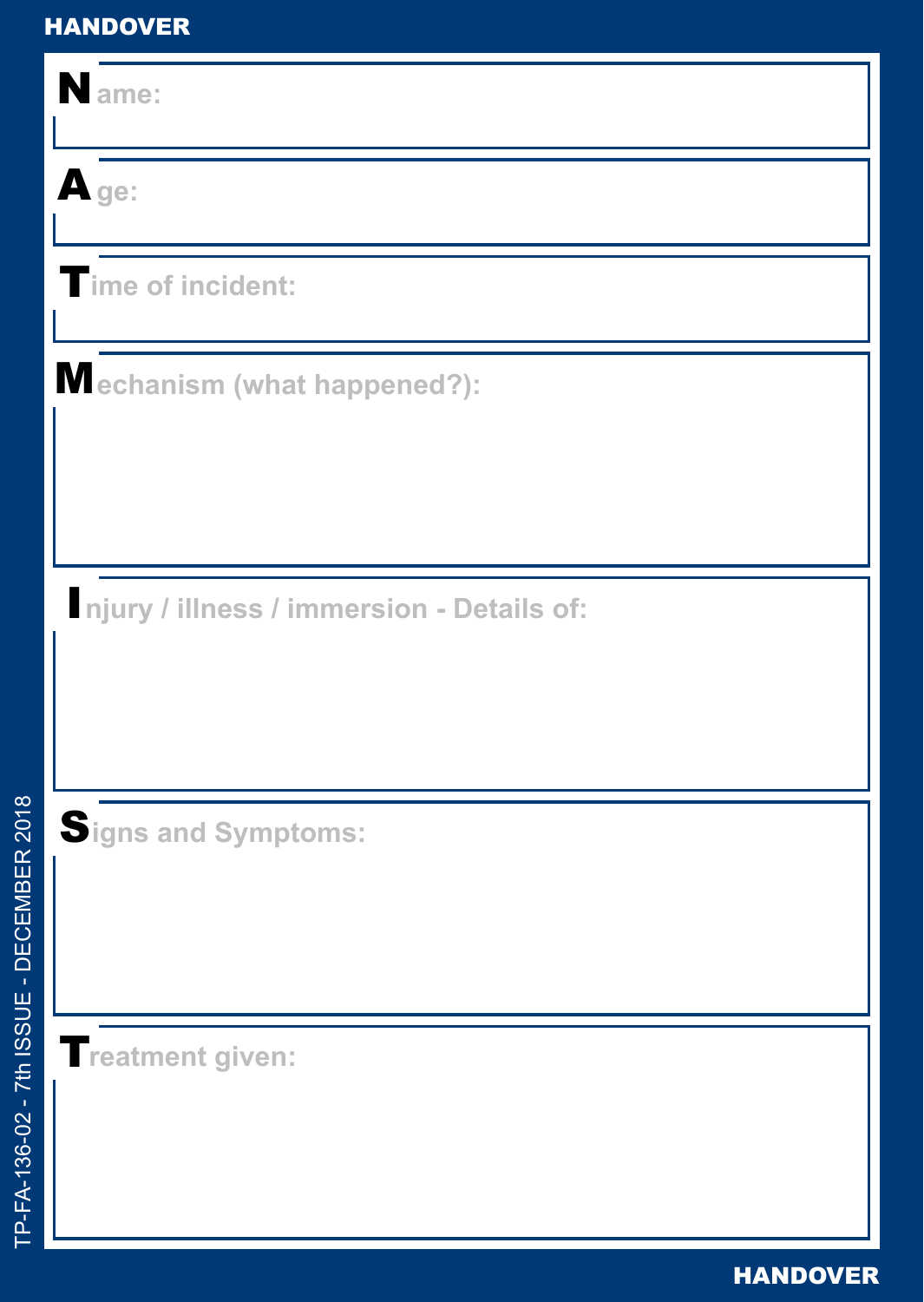# HANDOVER

**N**ame:

**A**ge:

**T**ime of incident:

**M**echanism (what happened?):

**I**njury / illness / immersion - Details of:

**S**igns and Symptoms:

**T**reatment given:

TP-FA-136-02 - 7th ISSUE - DECEMBER 2018

HANDOVER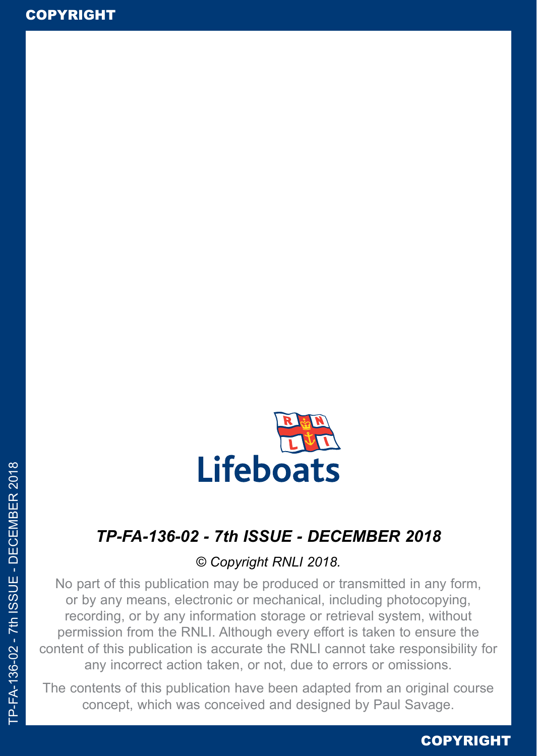Lifeboats

***TP-FA-136-02 - 7th ISSUE - DECEMBER 2018***

*© Copyright RNLI 2018.*

No part of this publication may be produced or transmitted in any form, or by any means, electronic or mechanical, including photocopying, recording, or by any information storage or retrieval system, without permission from the RNLI. Although every effort is taken to ensure the content of this publication is accurate the RNLI cannot take responsibility for any incorrect action taken, or not, due to errors or omissions.

The contents of this publication have been adapted from an original course concept, which was conceived and designed by Paul Savage.